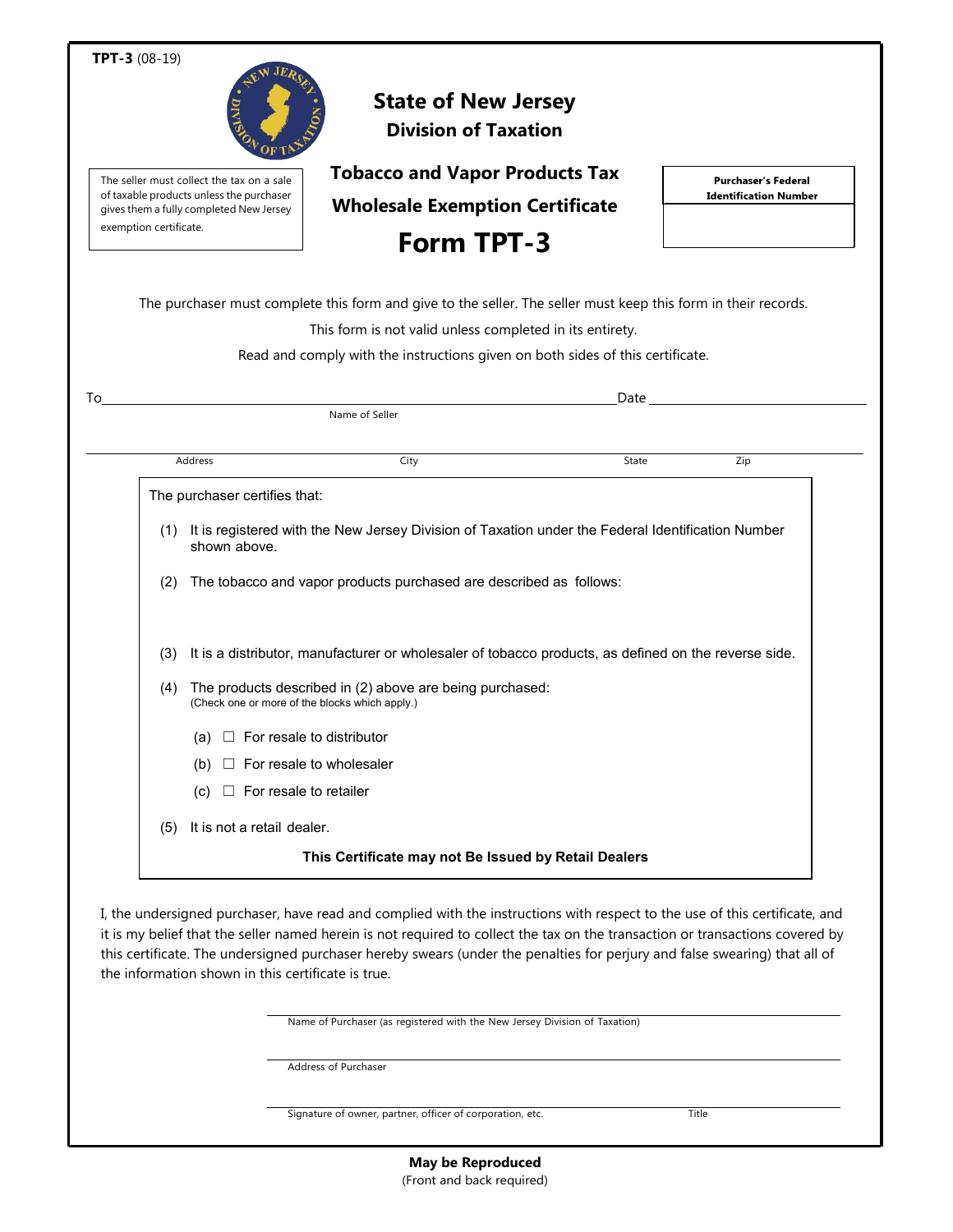TPT-3 (08-19)

# State of New Jersey
## Division of Taxation

The seller must collect the tax on a sale of taxable products unless the purchaser gives them a fully completed New Jersey exemption certificate.

## Tobacco and Vapor Products Tax Wholesale Exemption Certificate
# Form TPT-3

**Purchaser's Federal Identification Number**

______________________

The purchaser must complete this form and give to the seller. The seller must keep this form in their records.

This form is not valid unless completed in its entirety.

Read and comply with the instructions given on both sides of this certificate.

To ______________________________________________ Date ____________________

Name of Seller

______________________________________________________________________________

Address City State Zip

The purchaser certifies that:

(1) It is registered with the New Jersey Division of Taxation under the Federal Identification Number shown above.

(2) The tobacco and vapor products purchased are described as follows:

(3) It is a distributor, manufacturer or wholesaler of tobacco products, as defined on the reverse side.

(4) The products described in (2) above are being purchased:
(Check one or more of the blocks which apply.)

- (a) ☐ For resale to distributor
- (b) ☐ For resale to wholesaler
- (c) ☐ For resale to retailer

(5) It is not a retail dealer.

**This Certificate may not Be Issued by Retail Dealers**

I, the undersigned purchaser, have read and complied with the instructions with respect to the use of this certificate, and it is my belief that the seller named herein is not required to collect the tax on the transaction or transactions covered by this certificate. The undersigned purchaser hereby swears (under the penalties for perjury and false swearing) that all of the information shown in this certificate is true.

______________________________________________
Name of Purchaser (as registered with the New Jersey Division of Taxation)

______________________________________________
Address of Purchaser

______________________________________________
Signature of owner, partner, officer of corporation, etc. Title

**May be Reproduced**
(Front and back required)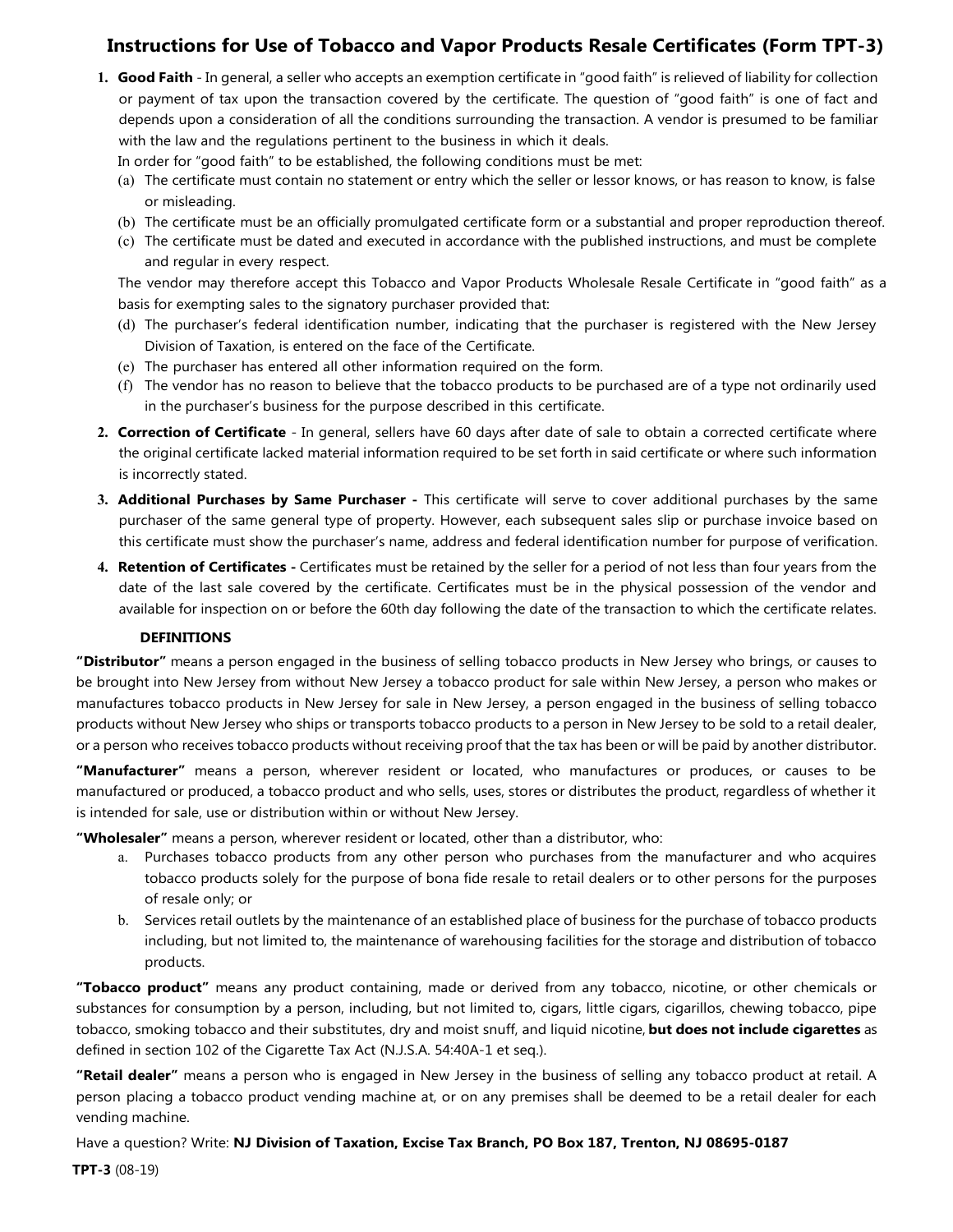# Instructions for Use of Tobacco and Vapor Products Resale Certificates (Form TPT-3)

1. **Good Faith** - In general, a seller who accepts an exemption certificate in "good faith" is relieved of liability for collection or payment of tax upon the transaction covered by the certificate. The question of "good faith" is one of fact and depends upon a consideration of all the conditions surrounding the transaction. A vendor is presumed to be familiar with the law and the regulations pertinent to the business in which it deals.

   In order for "good faith" to be established, the following conditions must be met:

   (a) The certificate must contain no statement or entry which the seller or lessor knows, or has reason to know, is false or misleading.

   (b) The certificate must be an officially promulgated certificate form or a substantial and proper reproduction thereof.

   (c) The certificate must be dated and executed in accordance with the published instructions, and must be complete and regular in every respect.

   The vendor may therefore accept this Tobacco and Vapor Products Wholesale Resale Certificate in "good faith" as a basis for exempting sales to the signatory purchaser provided that:

   (d) The purchaser's federal identification number, indicating that the purchaser is registered with the New Jersey Division of Taxation, is entered on the face of the Certificate.

   (e) The purchaser has entered all other information required on the form.

   (f) The vendor has no reason to believe that the tobacco products to be purchased are of a type not ordinarily used in the purchaser's business for the purpose described in this certificate.

2. **Correction of Certificate** - In general, sellers have 60 days after date of sale to obtain a corrected certificate where the original certificate lacked material information required to be set forth in said certificate or where such information is incorrectly stated.

3. **Additional Purchases by Same Purchaser -** This certificate will serve to cover additional purchases by the same purchaser of the same general type of property. However, each subsequent sales slip or purchase invoice based on this certificate must show the purchaser's name, address and federal identification number for purpose of verification.

4. **Retention of Certificates -** Certificates must be retained by the seller for a period of not less than four years from the date of the last sale covered by the certificate. Certificates must be in the physical possession of the vendor and available for inspection on or before the 60th day following the date of the transaction to which the certificate relates.

## DEFINITIONS

**"Distributor"** means a person engaged in the business of selling tobacco products in New Jersey who brings, or causes to be brought into New Jersey from without New Jersey a tobacco product for sale within New Jersey, a person who makes or manufactures tobacco products in New Jersey for sale in New Jersey, a person engaged in the business of selling tobacco products without New Jersey who ships or transports tobacco products to a person in New Jersey to be sold to a retail dealer, or a person who receives tobacco products without receiving proof that the tax has been or will be paid by another distributor.

**"Manufacturer"** means a person, wherever resident or located, who manufactures or produces, or causes to be manufactured or produced, a tobacco product and who sells, uses, stores or distributes the product, regardless of whether it is intended for sale, use or distribution within or without New Jersey.

**"Wholesaler"** means a person, wherever resident or located, other than a distributor, who:

a. Purchases tobacco products from any other person who purchases from the manufacturer and who acquires tobacco products solely for the purpose of bona fide resale to retail dealers or to other persons for the purposes of resale only; or

b. Services retail outlets by the maintenance of an established place of business for the purchase of tobacco products including, but not limited to, the maintenance of warehousing facilities for the storage and distribution of tobacco products.

**"Tobacco product"** means any product containing, made or derived from any tobacco, nicotine, or other chemicals or substances for consumption by a person, including, but not limited to, cigars, little cigars, cigarillos, chewing tobacco, pipe tobacco, smoking tobacco and their substitutes, dry and moist snuff, and liquid nicotine, **but does not include cigarettes** as defined in section 102 of the Cigarette Tax Act (N.J.S.A. 54:40A-1 et seq.).

**"Retail dealer"** means a person who is engaged in New Jersey in the business of selling any tobacco product at retail. A person placing a tobacco product vending machine at, or on any premises shall be deemed to be a retail dealer for each vending machine.

Have a question? Write: **NJ Division of Taxation, Excise Tax Branch, PO Box 187, Trenton, NJ 08695-0187**

**TPT-3** (08-19)